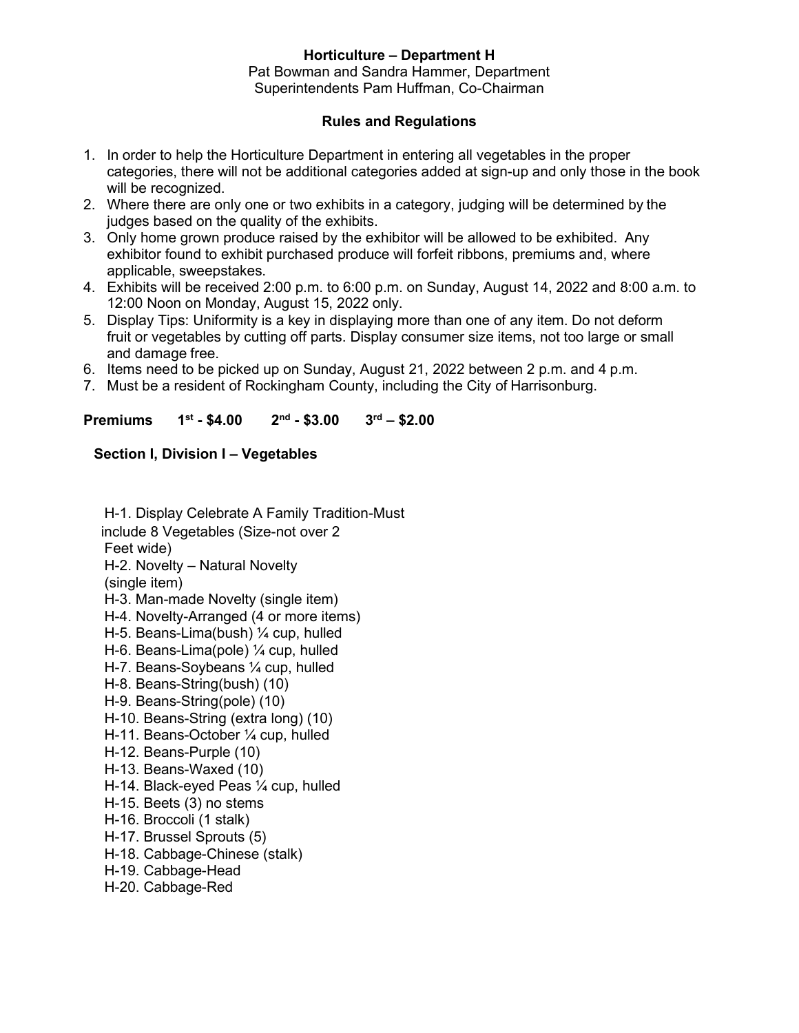# Horticulture – Department H

Pat Bowman and Sandra Hammer, Department Superintendents Pam Huffman, Co-Chairman

## Rules and Regulations

1. In order to help the Horticulture Department in entering all vegetables in the proper categories, there will not be additional categories added at sign-up and only those in the book will be recognized.
2. Where there are only one or two exhibits in a category, judging will be determined by the judges based on the quality of the exhibits.
3. Only home grown produce raised by the exhibitor will be allowed to be exhibited. Any exhibitor found to exhibit purchased produce will forfeit ribbons, premiums and, where applicable, sweepstakes.
4. Exhibits will be received 2:00 p.m. to 6:00 p.m. on Sunday, August 14, 2022 and 8:00 a.m. to 12:00 Noon on Monday, August 15, 2022 only.
5. Display Tips: Uniformity is a key in displaying more than one of any item. Do not deform fruit or vegetables by cutting off parts. Display consumer size items, not too large or small and damage free.
6. Items need to be picked up on Sunday, August 21, 2022 between 2 p.m. and 4 p.m.
7. Must be a resident of Rockingham County, including the City of Harrisonburg.

**Premiums 1st - $4.00 2nd - $3.00 3rd – $2.00**

### Section I, Division I – Vegetables

H-1. Display Celebrate A Family Tradition-Must include 8 Vegetables (Size-not over 2 Feet wide)
H-2. Novelty – Natural Novelty (single item)
H-3. Man-made Novelty (single item)
H-4. Novelty-Arranged (4 or more items)
H-5. Beans-Lima(bush) ¼ cup, hulled
H-6. Beans-Lima(pole) ¼ cup, hulled
H-7. Beans-Soybeans ¼ cup, hulled
H-8. Beans-String(bush) (10)
H-9. Beans-String(pole) (10)
H-10. Beans-String (extra long) (10)
H-11. Beans-October ¼ cup, hulled
H-12. Beans-Purple (10)
H-13. Beans-Waxed (10)
H-14. Black-eyed Peas ¼ cup, hulled
H-15. Beets (3) no stems
H-16. Broccoli (1 stalk)
H-17. Brussel Sprouts (5)
H-18. Cabbage-Chinese (stalk)
H-19. Cabbage-Head
H-20. Cabbage-Red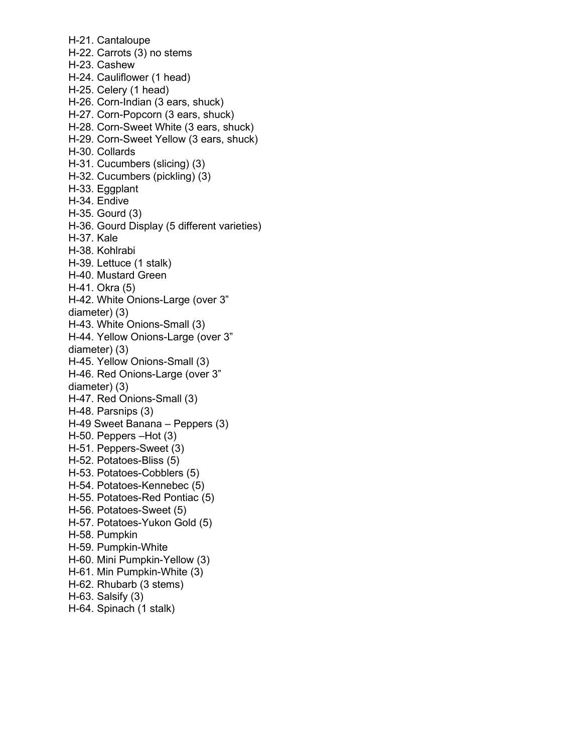H-21. Cantaloupe
H-22. Carrots (3) no stems
H-23. Cashew
H-24. Cauliflower (1 head)
H-25. Celery (1 head)
H-26. Corn-Indian (3 ears, shuck)
H-27. Corn-Popcorn (3 ears, shuck)
H-28. Corn-Sweet White (3 ears, shuck)
H-29. Corn-Sweet Yellow (3 ears, shuck)
H-30. Collards
H-31. Cucumbers (slicing) (3)
H-32. Cucumbers (pickling) (3)
H-33. Eggplant
H-34. Endive
H-35. Gourd (3)
H-36. Gourd Display (5 different varieties)
H-37. Kale
H-38. Kohlrabi
H-39. Lettuce (1 stalk)
H-40. Mustard Green
H-41. Okra (5)
H-42. White Onions-Large (over 3" diameter) (3)
H-43. White Onions-Small (3)
H-44. Yellow Onions-Large (over 3" diameter) (3)
H-45. Yellow Onions-Small (3)
H-46. Red Onions-Large (over 3" diameter) (3)
H-47. Red Onions-Small (3)
H-48. Parsnips (3)
H-49 Sweet Banana – Peppers (3)
H-50. Peppers –Hot (3)
H-51. Peppers-Sweet (3)
H-52. Potatoes-Bliss (5)
H-53. Potatoes-Cobblers (5)
H-54. Potatoes-Kennebec (5)
H-55. Potatoes-Red Pontiac (5)
H-56. Potatoes-Sweet (5)
H-57. Potatoes-Yukon Gold (5)
H-58. Pumpkin
H-59. Pumpkin-White
H-60. Mini Pumpkin-Yellow (3)
H-61. Min Pumpkin-White (3)
H-62. Rhubarb (3 stems)
H-63. Salsify (3)
H-64. Spinach (1 stalk)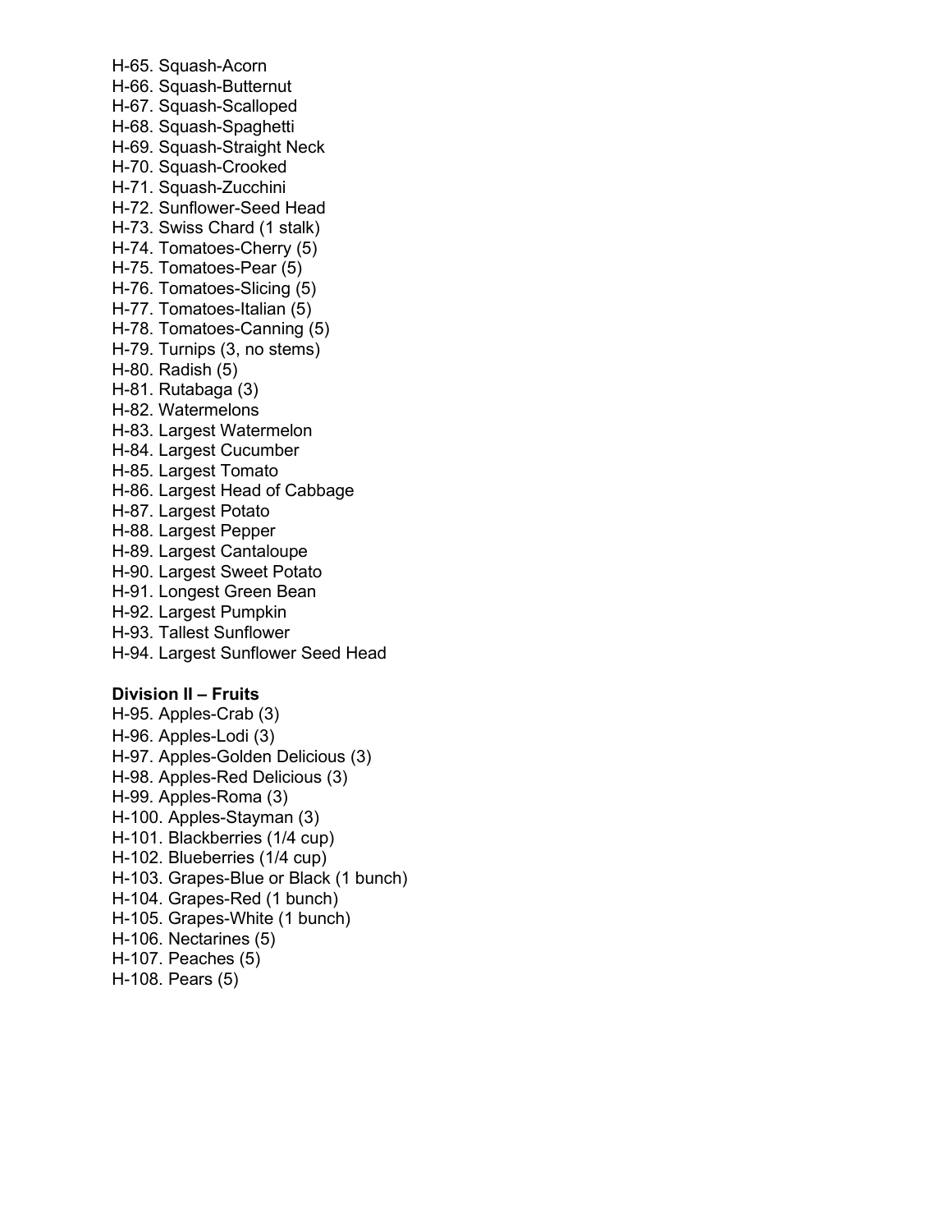H-65. Squash-Acorn
H-66. Squash-Butternut
H-67. Squash-Scalloped
H-68. Squash-Spaghetti
H-69. Squash-Straight Neck
H-70. Squash-Crooked
H-71. Squash-Zucchini
H-72. Sunflower-Seed Head
H-73. Swiss Chard (1 stalk)
H-74. Tomatoes-Cherry (5)
H-75. Tomatoes-Pear (5)
H-76. Tomatoes-Slicing (5)
H-77. Tomatoes-Italian (5)
H-78. Tomatoes-Canning (5)
H-79. Turnips (3, no stems)
H-80. Radish (5)
H-81. Rutabaga (3)
H-82. Watermelons
H-83. Largest Watermelon
H-84. Largest Cucumber
H-85. Largest Tomato
H-86. Largest Head of Cabbage
H-87. Largest Potato
H-88. Largest Pepper
H-89. Largest Cantaloupe
H-90. Largest Sweet Potato
H-91. Longest Green Bean
H-92. Largest Pumpkin
H-93. Tallest Sunflower
H-94. Largest Sunflower Seed Head

**Division II – Fruits**

H-95. Apples-Crab (3)
H-96. Apples-Lodi (3)
H-97. Apples-Golden Delicious (3)
H-98. Apples-Red Delicious (3)
H-99. Apples-Roma (3)
H-100. Apples-Stayman (3)
H-101. Blackberries (1/4 cup)
H-102. Blueberries (1/4 cup)
H-103. Grapes-Blue or Black (1 bunch)
H-104. Grapes-Red (1 bunch)
H-105. Grapes-White (1 bunch)
H-106. Nectarines (5)
H-107. Peaches (5)
H-108. Pears (5)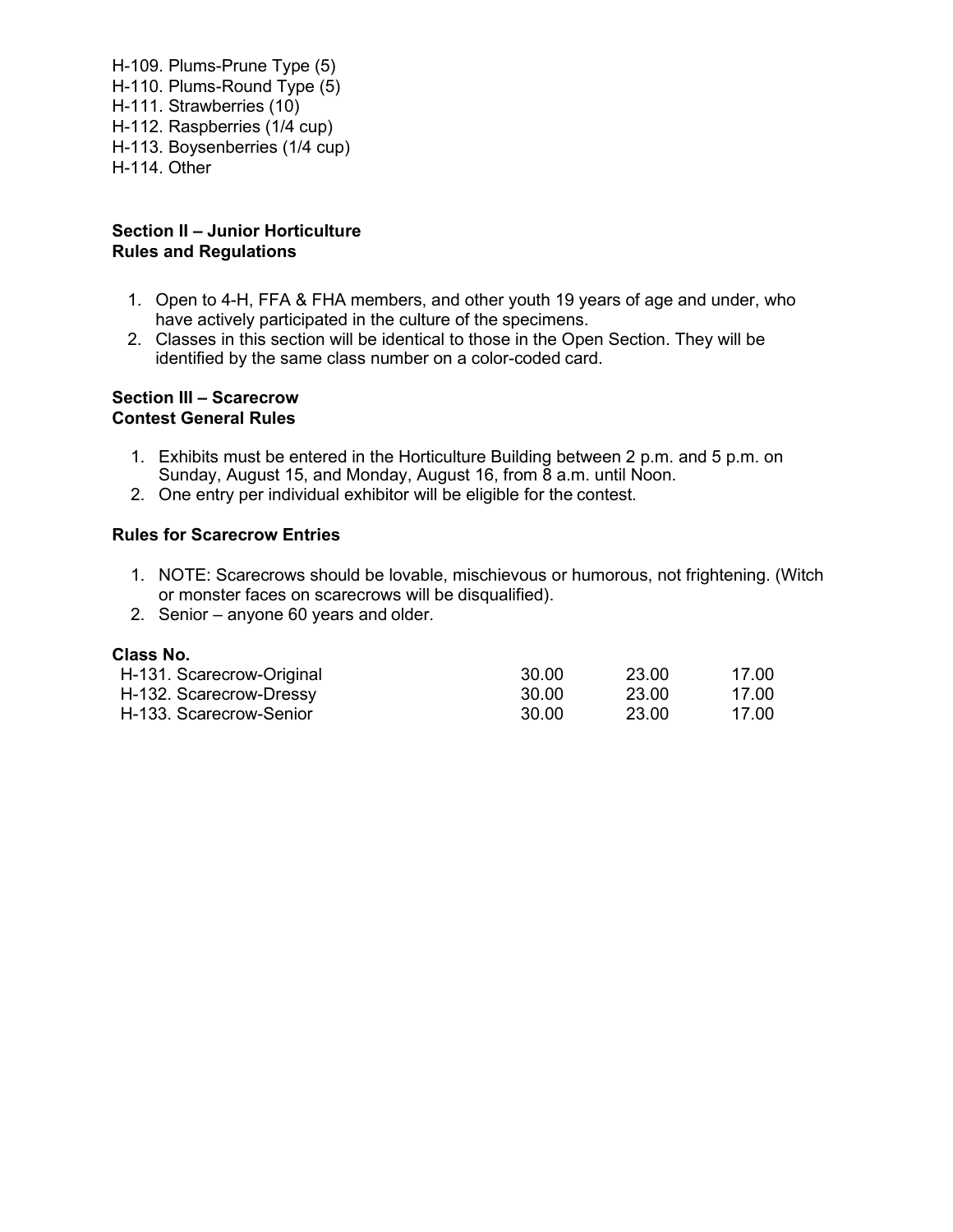H-109. Plums-Prune Type (5)
H-110. Plums-Round Type (5)
H-111. Strawberries (10)
H-112. Raspberries (1/4 cup)
H-113. Boysenberries (1/4 cup)
H-114. Other

**Section II – Junior Horticulture**
**Rules and Regulations**

1. Open to 4-H, FFA & FHA members, and other youth 19 years of age and under, who have actively participated in the culture of the specimens.
2. Classes in this section will be identical to those in the Open Section. They will be identified by the same class number on a color-coded card.

**Section III – Scarecrow**
**Contest General Rules**

1. Exhibits must be entered in the Horticulture Building between 2 p.m. and 5 p.m. on Sunday, August 15, and Monday, August 16, from 8 a.m. until Noon.
2. One entry per individual exhibitor will be eligible for the contest.

**Rules for Scarecrow Entries**

1. NOTE: Scarecrows should be lovable, mischievous or humorous, not frightening. (Witch or monster faces on scarecrows will be disqualified).
2. Senior – anyone 60 years and older.

| Class No. | | | |
|---|---|---|---|
| H-131. Scarecrow-Original | 30.00 | 23.00 | 17.00 |
| H-132. Scarecrow-Dressy | 30.00 | 23.00 | 17.00 |
| H-133. Scarecrow-Senior | 30.00 | 23.00 | 17.00 |